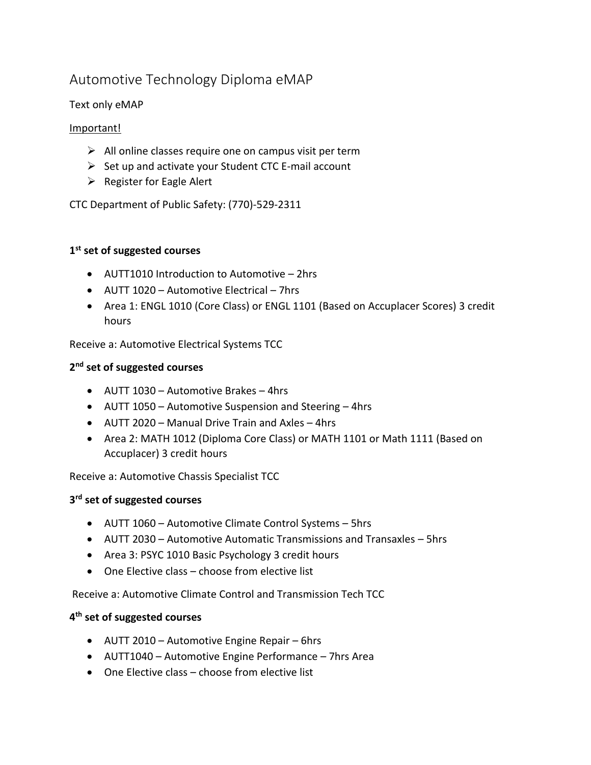# Automotive Technology Diploma eMAP

Text only eMAP

Important!

- All online classes require one on campus visit per term
- Set up and activate your Student CTC E-mail account
- Register for Eagle Alert

CTC Department of Public Safety: (770)-529-2311

**1st set of suggested courses**

- AUTT1010 Introduction to Automotive – 2hrs
- AUTT 1020 – Automotive Electrical – 7hrs
- Area 1: ENGL 1010 (Core Class) or ENGL 1101 (Based on Accuplacer Scores) 3 credit hours

Receive a: Automotive Electrical Systems TCC

**2nd set of suggested courses**

- AUTT 1030 – Automotive Brakes – 4hrs
- AUTT 1050 – Automotive Suspension and Steering – 4hrs
- AUTT 2020 – Manual Drive Train and Axles – 4hrs
- Area 2: MATH 1012 (Diploma Core Class) or MATH 1101 or Math 1111 (Based on Accuplacer) 3 credit hours

Receive a: Automotive Chassis Specialist TCC

**3rd set of suggested courses**

- AUTT 1060 – Automotive Climate Control Systems – 5hrs
- AUTT 2030 – Automotive Automatic Transmissions and Transaxles – 5hrs
- Area 3: PSYC 1010 Basic Psychology 3 credit hours
- One Elective class – choose from elective list

Receive a: Automotive Climate Control and Transmission Tech TCC

**4th set of suggested courses**

- AUTT 2010 – Automotive Engine Repair – 6hrs
- AUTT1040 – Automotive Engine Performance – 7hrs Area
- One Elective class – choose from elective list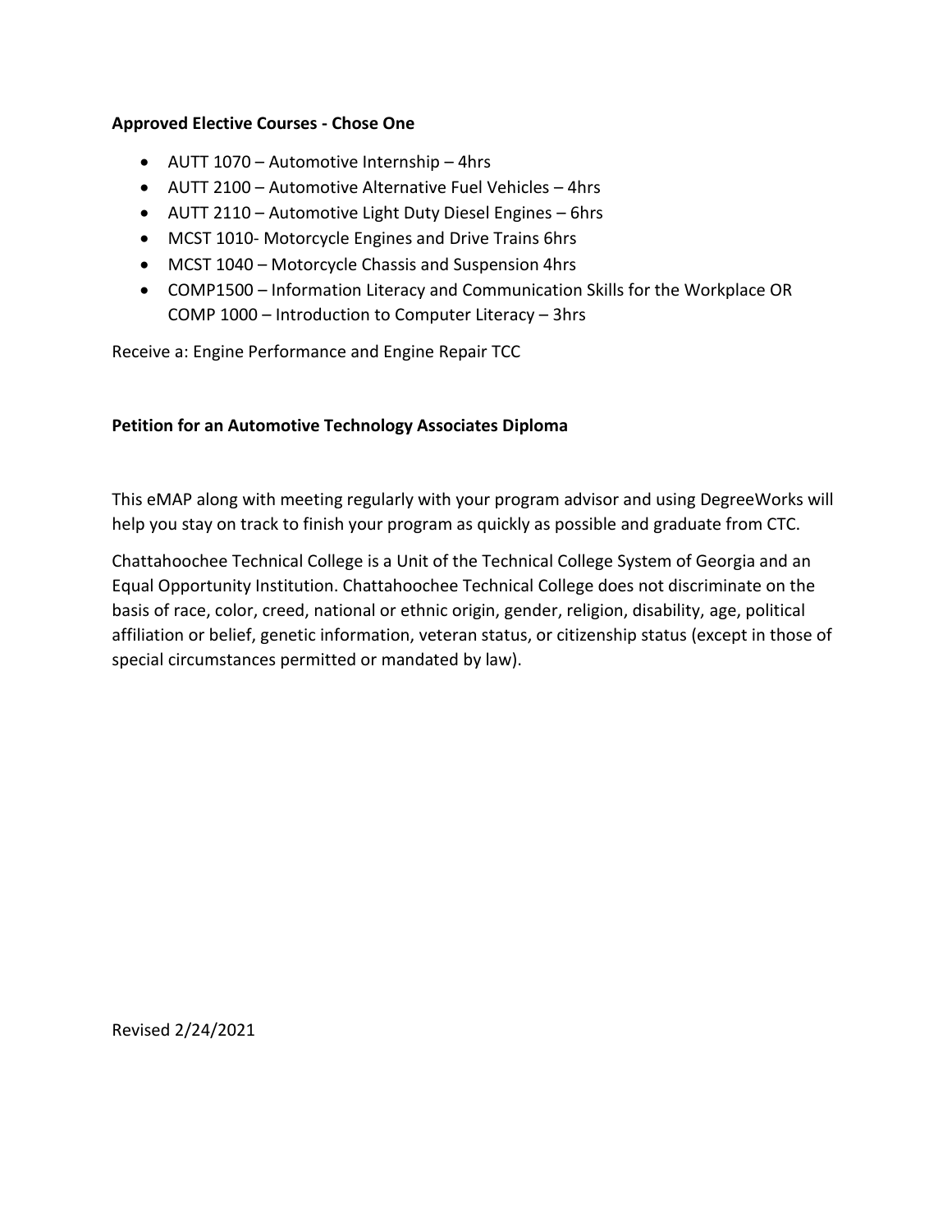**Approved Elective Courses - Chose One**

- AUTT 1070 – Automotive Internship – 4hrs
- AUTT 2100 – Automotive Alternative Fuel Vehicles – 4hrs
- AUTT 2110 – Automotive Light Duty Diesel Engines – 6hrs
- MCST 1010- Motorcycle Engines and Drive Trains 6hrs
- MCST 1040 – Motorcycle Chassis and Suspension 4hrs
- COMP1500 – Information Literacy and Communication Skills for the Workplace OR COMP 1000 – Introduction to Computer Literacy – 3hrs

Receive a: Engine Performance and Engine Repair TCC

**Petition for an Automotive Technology Associates Diploma**

This eMAP along with meeting regularly with your program advisor and using DegreeWorks will help you stay on track to finish your program as quickly as possible and graduate from CTC.

Chattahoochee Technical College is a Unit of the Technical College System of Georgia and an Equal Opportunity Institution. Chattahoochee Technical College does not discriminate on the basis of race, color, creed, national or ethnic origin, gender, religion, disability, age, political affiliation or belief, genetic information, veteran status, or citizenship status (except in those of special circumstances permitted or mandated by law).

Revised 2/24/2021